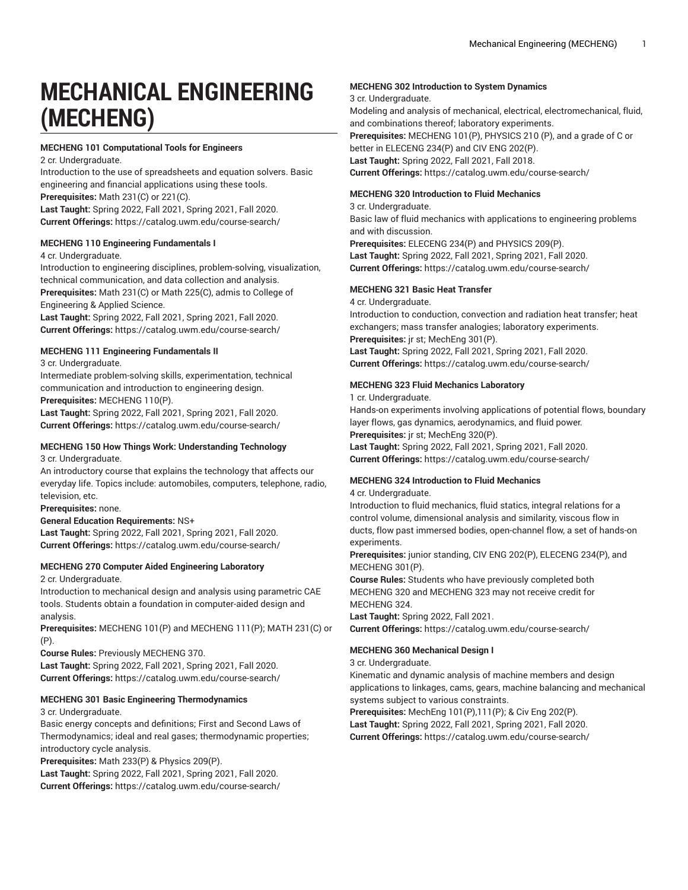# MECHANICAL ENGINEERING (MECHENG)

**MECHENG 101 Computational Tools for Engineers**
2 cr. Undergraduate.
Introduction to the use of spreadsheets and equation solvers. Basic engineering and financial applications using these tools.
**Prerequisites:** Math 231(C) or 221(C).
**Last Taught:** Spring 2022, Fall 2021, Spring 2021, Fall 2020.
**Current Offerings:** https://catalog.uwm.edu/course-search/

**MECHENG 110 Engineering Fundamentals I**
4 cr. Undergraduate.
Introduction to engineering disciplines, problem-solving, visualization, technical communication, and data collection and analysis.
**Prerequisites:** Math 231(C) or Math 225(C), admis to College of Engineering & Applied Science.
**Last Taught:** Spring 2022, Fall 2021, Spring 2021, Fall 2020.
**Current Offerings:** https://catalog.uwm.edu/course-search/

**MECHENG 111 Engineering Fundamentals II**
3 cr. Undergraduate.
Intermediate problem-solving skills, experimentation, technical communication and introduction to engineering design.
**Prerequisites:** MECHENG 110(P).
**Last Taught:** Spring 2022, Fall 2021, Spring 2021, Fall 2020.
**Current Offerings:** https://catalog.uwm.edu/course-search/

**MECHENG 150 How Things Work: Understanding Technology**
3 cr. Undergraduate.
An introductory course that explains the technology that affects our everyday life. Topics include: automobiles, computers, telephone, radio, television, etc.
**Prerequisites:** none.
**General Education Requirements:** NS+
**Last Taught:** Spring 2022, Fall 2021, Spring 2021, Fall 2020.
**Current Offerings:** https://catalog.uwm.edu/course-search/

**MECHENG 270 Computer Aided Engineering Laboratory**
2 cr. Undergraduate.
Introduction to mechanical design and analysis using parametric CAE tools. Students obtain a foundation in computer-aided design and analysis.
**Prerequisites:** MECHENG 101(P) and MECHENG 111(P); MATH 231(C) or (P).
**Course Rules:** Previously MECHENG 370.
**Last Taught:** Spring 2022, Fall 2021, Spring 2021, Fall 2020.
**Current Offerings:** https://catalog.uwm.edu/course-search/

**MECHENG 301 Basic Engineering Thermodynamics**
3 cr. Undergraduate.
Basic energy concepts and definitions; First and Second Laws of Thermodynamics; ideal and real gases; thermodynamic properties; introductory cycle analysis.
**Prerequisites:** Math 233(P) & Physics 209(P).
**Last Taught:** Spring 2022, Fall 2021, Spring 2021, Fall 2020.
**Current Offerings:** https://catalog.uwm.edu/course-search/

**MECHENG 302 Introduction to System Dynamics**
3 cr. Undergraduate.
Modeling and analysis of mechanical, electrical, electromechanical, fluid, and combinations thereof; laboratory experiments.
**Prerequisites:** MECHENG 101(P), PHYSICS 210 (P), and a grade of C or better in ELECENG 234(P) and CIV ENG 202(P).
**Last Taught:** Spring 2022, Fall 2021, Fall 2018.
**Current Offerings:** https://catalog.uwm.edu/course-search/

**MECHENG 320 Introduction to Fluid Mechanics**
3 cr. Undergraduate.
Basic law of fluid mechanics with applications to engineering problems and with discussion.
**Prerequisites:** ELECENG 234(P) and PHYSICS 209(P).
**Last Taught:** Spring 2022, Fall 2021, Spring 2021, Fall 2020.
**Current Offerings:** https://catalog.uwm.edu/course-search/

**MECHENG 321 Basic Heat Transfer**
4 cr. Undergraduate.
Introduction to conduction, convection and radiation heat transfer; heat exchangers; mass transfer analogies; laboratory experiments.
**Prerequisites:** jr st; MechEng 301(P).
**Last Taught:** Spring 2022, Fall 2021, Spring 2021, Fall 2020.
**Current Offerings:** https://catalog.uwm.edu/course-search/

**MECHENG 323 Fluid Mechanics Laboratory**
1 cr. Undergraduate.
Hands-on experiments involving applications of potential flows, boundary layer flows, gas dynamics, aerodynamics, and fluid power.
**Prerequisites:** jr st; MechEng 320(P).
**Last Taught:** Spring 2022, Fall 2021, Spring 2021, Fall 2020.
**Current Offerings:** https://catalog.uwm.edu/course-search/

**MECHENG 324 Introduction to Fluid Mechanics**
4 cr. Undergraduate.
Introduction to fluid mechanics, fluid statics, integral relations for a control volume, dimensional analysis and similarity, viscous flow in ducts, flow past immersed bodies, open-channel flow, a set of hands-on experiments.
**Prerequisites:** junior standing, CIV ENG 202(P), ELECENG 234(P), and MECHENG 301(P).
**Course Rules:** Students who have previously completed both MECHENG 320 and MECHENG 323 may not receive credit for MECHENG 324.
**Last Taught:** Spring 2022, Fall 2021.
**Current Offerings:** https://catalog.uwm.edu/course-search/

**MECHENG 360 Mechanical Design I**
3 cr. Undergraduate.
Kinematic and dynamic analysis of machine members and design applications to linkages, cams, gears, machine balancing and mechanical systems subject to various constraints.
**Prerequisites:** MechEng 101(P),111(P); & Civ Eng 202(P).
**Last Taught:** Spring 2022, Fall 2021, Spring 2021, Fall 2020.
**Current Offerings:** https://catalog.uwm.edu/course-search/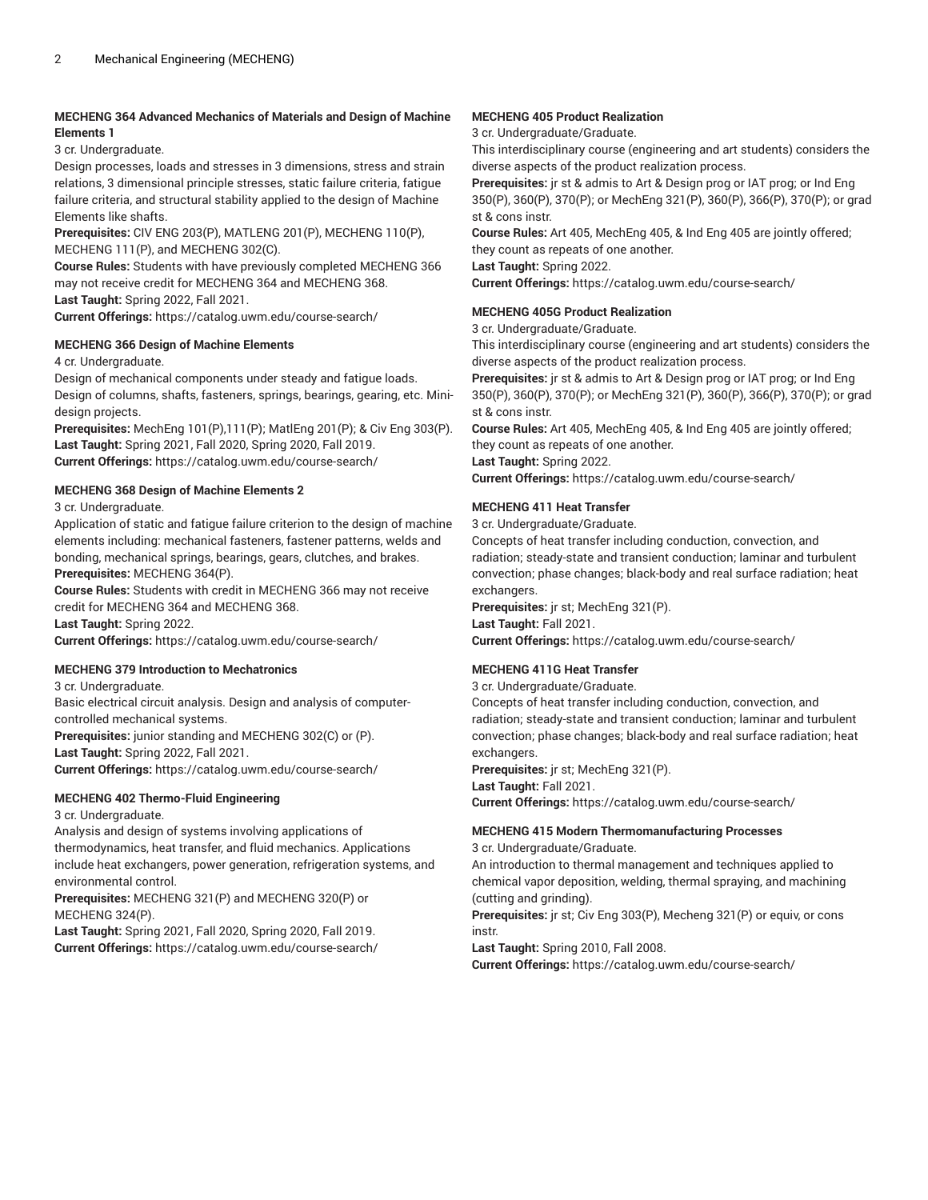### MECHENG 364 Advanced Mechanics of Materials and Design of Machine Elements 1

3 cr. Undergraduate.

Design processes, loads and stresses in 3 dimensions, stress and strain relations, 3 dimensional principle stresses, static failure criteria, fatigue failure criteria, and structural stability applied to the design of Machine Elements like shafts.

**Prerequisites:** CIV ENG 203(P), MATLENG 201(P), MECHENG 110(P), MECHENG 111(P), and MECHENG 302(C).

**Course Rules:** Students with have previously completed MECHENG 366 may not receive credit for MECHENG 364 and MECHENG 368.

**Last Taught:** Spring 2022, Fall 2021.

**Current Offerings:** https://catalog.uwm.edu/course-search/

### MECHENG 366 Design of Machine Elements

4 cr. Undergraduate.

Design of mechanical components under steady and fatigue loads. Design of columns, shafts, fasteners, springs, bearings, gearing, etc. Mini-design projects.

**Prerequisites:** MechEng 101(P),111(P); MatlEng 201(P); & Civ Eng 303(P).

**Last Taught:** Spring 2021, Fall 2020, Spring 2020, Fall 2019.

**Current Offerings:** https://catalog.uwm.edu/course-search/

### MECHENG 368 Design of Machine Elements 2

3 cr. Undergraduate.

Application of static and fatigue failure criterion to the design of machine elements including: mechanical fasteners, fastener patterns, welds and bonding, mechanical springs, bearings, gears, clutches, and brakes.

**Prerequisites:** MECHENG 364(P).

**Course Rules:** Students with credit in MECHENG 366 may not receive credit for MECHENG 364 and MECHENG 368.

**Last Taught:** Spring 2022.

**Current Offerings:** https://catalog.uwm.edu/course-search/

### MECHENG 379 Introduction to Mechatronics

3 cr. Undergraduate.

Basic electrical circuit analysis. Design and analysis of computer-controlled mechanical systems.

**Prerequisites:** junior standing and MECHENG 302(C) or (P).

**Last Taught:** Spring 2022, Fall 2021.

**Current Offerings:** https://catalog.uwm.edu/course-search/

### MECHENG 402 Thermo-Fluid Engineering

3 cr. Undergraduate.

Analysis and design of systems involving applications of thermodynamics, heat transfer, and fluid mechanics. Applications include heat exchangers, power generation, refrigeration systems, and environmental control.

**Prerequisites:** MECHENG 321(P) and MECHENG 320(P) or MECHENG 324(P).

**Last Taught:** Spring 2021, Fall 2020, Spring 2020, Fall 2019.

**Current Offerings:** https://catalog.uwm.edu/course-search/

### MECHENG 405 Product Realization

3 cr. Undergraduate/Graduate.

This interdisciplinary course (engineering and art students) considers the diverse aspects of the product realization process.

**Prerequisites:** jr st & admis to Art & Design prog or IAT prog; or Ind Eng 350(P), 360(P), 370(P); or MechEng 321(P), 360(P), 366(P), 370(P); or grad st & cons instr.

**Course Rules:** Art 405, MechEng 405, & Ind Eng 405 are jointly offered; they count as repeats of one another.

**Last Taught:** Spring 2022.

**Current Offerings:** https://catalog.uwm.edu/course-search/

### MECHENG 405G Product Realization

3 cr. Undergraduate/Graduate.

This interdisciplinary course (engineering and art students) considers the diverse aspects of the product realization process.

**Prerequisites:** jr st & admis to Art & Design prog or IAT prog; or Ind Eng 350(P), 360(P), 370(P); or MechEng 321(P), 360(P), 366(P), 370(P); or grad st & cons instr.

**Course Rules:** Art 405, MechEng 405, & Ind Eng 405 are jointly offered; they count as repeats of one another.

**Last Taught:** Spring 2022.

**Current Offerings:** https://catalog.uwm.edu/course-search/

### MECHENG 411 Heat Transfer

3 cr. Undergraduate/Graduate.

Concepts of heat transfer including conduction, convection, and radiation; steady-state and transient conduction; laminar and turbulent convection; phase changes; black-body and real surface radiation; heat exchangers.

**Prerequisites:** jr st; MechEng 321(P).

**Last Taught:** Fall 2021.

**Current Offerings:** https://catalog.uwm.edu/course-search/

### MECHENG 411G Heat Transfer

3 cr. Undergraduate/Graduate.

Concepts of heat transfer including conduction, convection, and radiation; steady-state and transient conduction; laminar and turbulent convection; phase changes; black-body and real surface radiation; heat exchangers.

**Prerequisites:** jr st; MechEng 321(P).

**Last Taught:** Fall 2021.

**Current Offerings:** https://catalog.uwm.edu/course-search/

### MECHENG 415 Modern Thermomanufacturing Processes

3 cr. Undergraduate/Graduate.

An introduction to thermal management and techniques applied to chemical vapor deposition, welding, thermal spraying, and machining (cutting and grinding).

**Prerequisites:** jr st; Civ Eng 303(P), Mecheng 321(P) or equiv, or cons instr.

**Last Taught:** Spring 2010, Fall 2008.

**Current Offerings:** https://catalog.uwm.edu/course-search/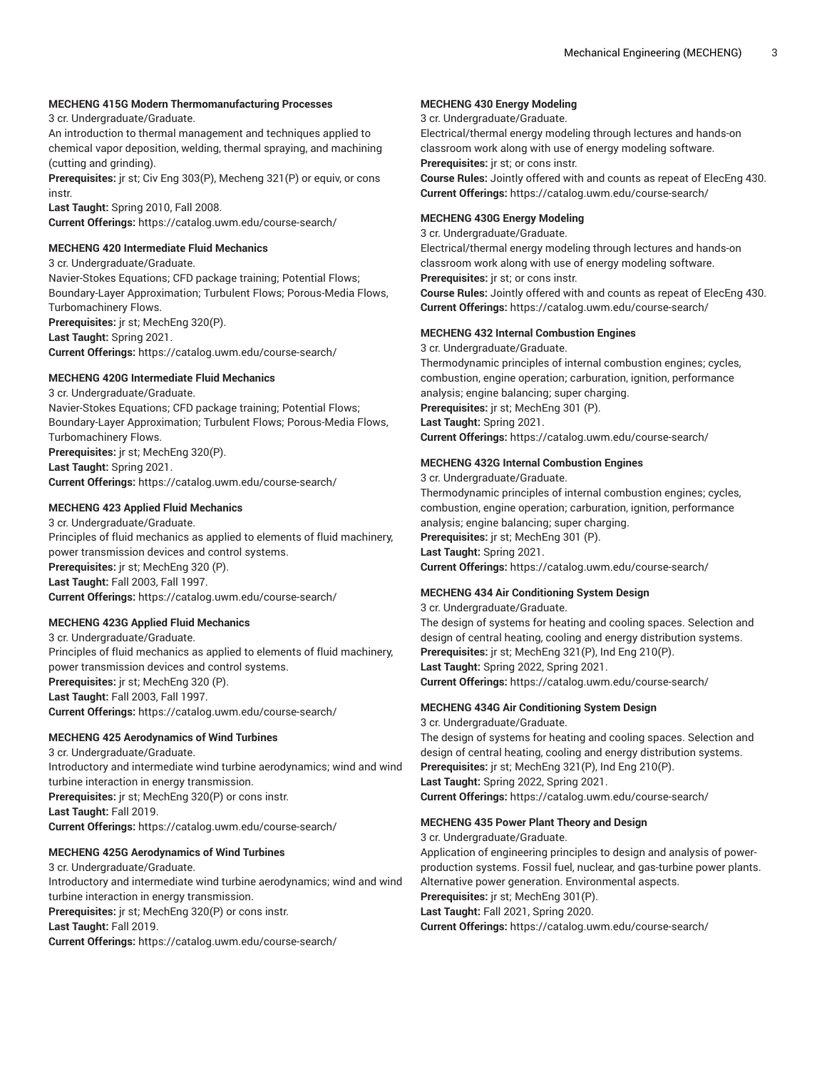#### MECHENG 415G Modern Thermomanufacturing Processes

3 cr. Undergraduate/Graduate.

An introduction to thermal management and techniques applied to chemical vapor deposition, welding, thermal spraying, and machining (cutting and grinding).

**Prerequisites:** jr st; Civ Eng 303(P), Mecheng 321(P) or equiv, or cons instr.

**Last Taught:** Spring 2010, Fall 2008.

**Current Offerings:** https://catalog.uwm.edu/course-search/

#### MECHENG 420 Intermediate Fluid Mechanics

3 cr. Undergraduate/Graduate.

Navier-Stokes Equations; CFD package training; Potential Flows; Boundary-Layer Approximation; Turbulent Flows; Porous-Media Flows, Turbomachinery Flows.

**Prerequisites:** jr st; MechEng 320(P).

**Last Taught:** Spring 2021.

**Current Offerings:** https://catalog.uwm.edu/course-search/

#### MECHENG 420G Intermediate Fluid Mechanics

3 cr. Undergraduate/Graduate.

Navier-Stokes Equations; CFD package training; Potential Flows; Boundary-Layer Approximation; Turbulent Flows; Porous-Media Flows, Turbomachinery Flows.

**Prerequisites:** jr st; MechEng 320(P).

**Last Taught:** Spring 2021.

**Current Offerings:** https://catalog.uwm.edu/course-search/

#### MECHENG 423 Applied Fluid Mechanics

3 cr. Undergraduate/Graduate.

Principles of fluid mechanics as applied to elements of fluid machinery, power transmission devices and control systems.

**Prerequisites:** jr st; MechEng 320 (P).

**Last Taught:** Fall 2003, Fall 1997.

**Current Offerings:** https://catalog.uwm.edu/course-search/

#### MECHENG 423G Applied Fluid Mechanics

3 cr. Undergraduate/Graduate.

Principles of fluid mechanics as applied to elements of fluid machinery, power transmission devices and control systems.

**Prerequisites:** jr st; MechEng 320 (P).

**Last Taught:** Fall 2003, Fall 1997.

**Current Offerings:** https://catalog.uwm.edu/course-search/

#### MECHENG 425 Aerodynamics of Wind Turbines

3 cr. Undergraduate/Graduate.

Introductory and intermediate wind turbine aerodynamics; wind and wind turbine interaction in energy transmission.

**Prerequisites:** jr st; MechEng 320(P) or cons instr.

**Last Taught:** Fall 2019.

**Current Offerings:** https://catalog.uwm.edu/course-search/

#### MECHENG 425G Aerodynamics of Wind Turbines

3 cr. Undergraduate/Graduate.

Introductory and intermediate wind turbine aerodynamics; wind and wind turbine interaction in energy transmission.

**Prerequisites:** jr st; MechEng 320(P) or cons instr.

**Last Taught:** Fall 2019.

**Current Offerings:** https://catalog.uwm.edu/course-search/

#### MECHENG 430 Energy Modeling

3 cr. Undergraduate/Graduate.

Electrical/thermal energy modeling through lectures and hands-on classroom work along with use of energy modeling software.

**Prerequisites:** jr st; or cons instr.

**Course Rules:** Jointly offered with and counts as repeat of ElecEng 430.

**Current Offerings:** https://catalog.uwm.edu/course-search/

#### MECHENG 430G Energy Modeling

3 cr. Undergraduate/Graduate.

Electrical/thermal energy modeling through lectures and hands-on classroom work along with use of energy modeling software.

**Prerequisites:** jr st; or cons instr.

**Course Rules:** Jointly offered with and counts as repeat of ElecEng 430.

**Current Offerings:** https://catalog.uwm.edu/course-search/

#### MECHENG 432 Internal Combustion Engines

3 cr. Undergraduate/Graduate.

Thermodynamic principles of internal combustion engines; cycles, combustion, engine operation; carburation, ignition, performance analysis; engine balancing; super charging.

**Prerequisites:** jr st; MechEng 301 (P).

**Last Taught:** Spring 2021.

**Current Offerings:** https://catalog.uwm.edu/course-search/

#### MECHENG 432G Internal Combustion Engines

3 cr. Undergraduate/Graduate.

Thermodynamic principles of internal combustion engines; cycles, combustion, engine operation; carburation, ignition, performance analysis; engine balancing; super charging.

**Prerequisites:** jr st; MechEng 301 (P).

**Last Taught:** Spring 2021.

**Current Offerings:** https://catalog.uwm.edu/course-search/

#### MECHENG 434 Air Conditioning System Design

3 cr. Undergraduate/Graduate.

The design of systems for heating and cooling spaces. Selection and design of central heating, cooling and energy distribution systems.

**Prerequisites:** jr st; MechEng 321(P), Ind Eng 210(P).

**Last Taught:** Spring 2022, Spring 2021.

**Current Offerings:** https://catalog.uwm.edu/course-search/

#### MECHENG 434G Air Conditioning System Design

3 cr. Undergraduate/Graduate.

The design of systems for heating and cooling spaces. Selection and design of central heating, cooling and energy distribution systems.

**Prerequisites:** jr st; MechEng 321(P), Ind Eng 210(P).

**Last Taught:** Spring 2022, Spring 2021.

**Current Offerings:** https://catalog.uwm.edu/course-search/

#### MECHENG 435 Power Plant Theory and Design

3 cr. Undergraduate/Graduate.

Application of engineering principles to design and analysis of power-production systems. Fossil fuel, nuclear, and gas-turbine power plants. Alternative power generation. Environmental aspects.

**Prerequisites:** jr st; MechEng 301(P).

**Last Taught:** Fall 2021, Spring 2020.

**Current Offerings:** https://catalog.uwm.edu/course-search/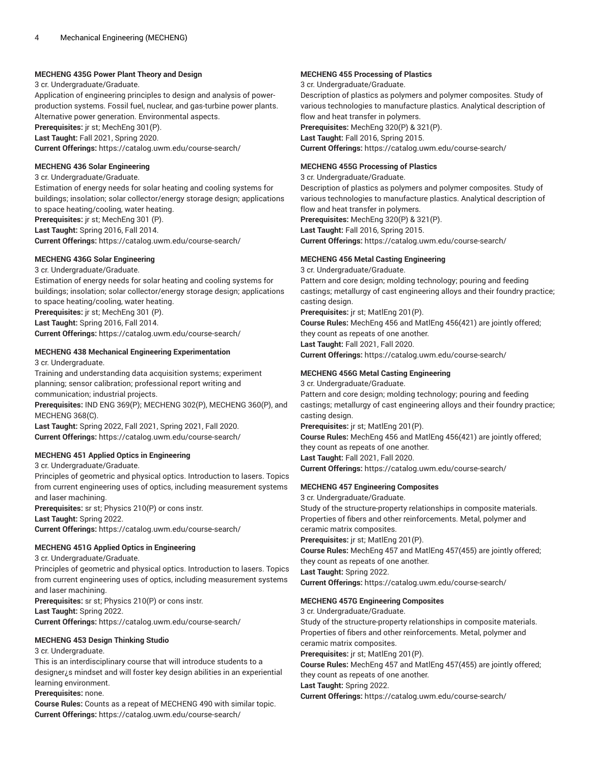#### MECHENG 435G Power Plant Theory and Design

3 cr. Undergraduate/Graduate.

Application of engineering principles to design and analysis of power-production systems. Fossil fuel, nuclear, and gas-turbine power plants. Alternative power generation. Environmental aspects.

**Prerequisites:** jr st; MechEng 301(P).

**Last Taught:** Fall 2021, Spring 2020.

**Current Offerings:** https://catalog.uwm.edu/course-search/

#### MECHENG 436 Solar Engineering

3 cr. Undergraduate/Graduate.

Estimation of energy needs for solar heating and cooling systems for buildings; insolation; solar collector/energy storage design; applications to space heating/cooling, water heating.

**Prerequisites:** jr st; MechEng 301 (P).

**Last Taught:** Spring 2016, Fall 2014.

**Current Offerings:** https://catalog.uwm.edu/course-search/

#### MECHENG 436G Solar Engineering

3 cr. Undergraduate/Graduate.

Estimation of energy needs for solar heating and cooling systems for buildings; insolation; solar collector/energy storage design; applications to space heating/cooling, water heating.

**Prerequisites:** jr st; MechEng 301 (P).

**Last Taught:** Spring 2016, Fall 2014.

**Current Offerings:** https://catalog.uwm.edu/course-search/

#### MECHENG 438 Mechanical Engineering Experimentation

3 cr. Undergraduate.

Training and understanding data acquisition systems; experiment planning; sensor calibration; professional report writing and communication; industrial projects.

**Prerequisites:** IND ENG 369(P); MECHENG 302(P), MECHENG 360(P), and MECHENG 368(C).

**Last Taught:** Spring 2022, Fall 2021, Spring 2021, Fall 2020.

**Current Offerings:** https://catalog.uwm.edu/course-search/

#### MECHENG 451 Applied Optics in Engineering

3 cr. Undergraduate/Graduate.

Principles of geometric and physical optics. Introduction to lasers. Topics from current engineering uses of optics, including measurement systems and laser machining.

**Prerequisites:** sr st; Physics 210(P) or cons instr.

**Last Taught:** Spring 2022.

**Current Offerings:** https://catalog.uwm.edu/course-search/

#### MECHENG 451G Applied Optics in Engineering

3 cr. Undergraduate/Graduate.

Principles of geometric and physical optics. Introduction to lasers. Topics from current engineering uses of optics, including measurement systems and laser machining.

**Prerequisites:** sr st; Physics 210(P) or cons instr.

**Last Taught:** Spring 2022.

**Current Offerings:** https://catalog.uwm.edu/course-search/

#### MECHENG 453 Design Thinking Studio

3 cr. Undergraduate.

This is an interdisciplinary course that will introduce students to a designer¿s mindset and will foster key design abilities in an experiential learning environment.

**Prerequisites:** none.

**Course Rules:** Counts as a repeat of MECHENG 490 with similar topic.

**Current Offerings:** https://catalog.uwm.edu/course-search/

#### MECHENG 455 Processing of Plastics

3 cr. Undergraduate/Graduate.

Description of plastics as polymers and polymer composites. Study of various technologies to manufacture plastics. Analytical description of flow and heat transfer in polymers.

**Prerequisites:** MechEng 320(P) & 321(P).

**Last Taught:** Fall 2016, Spring 2015.

**Current Offerings:** https://catalog.uwm.edu/course-search/

#### MECHENG 455G Processing of Plastics

3 cr. Undergraduate/Graduate.

Description of plastics as polymers and polymer composites. Study of various technologies to manufacture plastics. Analytical description of flow and heat transfer in polymers.

**Prerequisites:** MechEng 320(P) & 321(P).

**Last Taught:** Fall 2016, Spring 2015.

**Current Offerings:** https://catalog.uwm.edu/course-search/

#### MECHENG 456 Metal Casting Engineering

3 cr. Undergraduate/Graduate.

Pattern and core design; molding technology; pouring and feeding castings; metallurgy of cast engineering alloys and their foundry practice; casting design.

**Prerequisites:** jr st; MatlEng 201(P).

**Course Rules:** MechEng 456 and MatlEng 456(421) are jointly offered; they count as repeats of one another.

**Last Taught:** Fall 2021, Fall 2020.

**Current Offerings:** https://catalog.uwm.edu/course-search/

#### MECHENG 456G Metal Casting Engineering

3 cr. Undergraduate/Graduate.

Pattern and core design; molding technology; pouring and feeding castings; metallurgy of cast engineering alloys and their foundry practice; casting design.

**Prerequisites:** jr st; MatlEng 201(P).

**Course Rules:** MechEng 456 and MatlEng 456(421) are jointly offered; they count as repeats of one another.

**Last Taught:** Fall 2021, Fall 2020.

**Current Offerings:** https://catalog.uwm.edu/course-search/

#### MECHENG 457 Engineering Composites

3 cr. Undergraduate/Graduate.

Study of the structure-property relationships in composite materials. Properties of fibers and other reinforcements. Metal, polymer and ceramic matrix composites.

**Prerequisites:** jr st; MatlEng 201(P).

**Course Rules:** MechEng 457 and MatlEng 457(455) are jointly offered; they count as repeats of one another.

**Last Taught:** Spring 2022.

**Current Offerings:** https://catalog.uwm.edu/course-search/

#### MECHENG 457G Engineering Composites

3 cr. Undergraduate/Graduate.

Study of the structure-property relationships in composite materials. Properties of fibers and other reinforcements. Metal, polymer and ceramic matrix composites.

**Prerequisites:** jr st; MatlEng 201(P).

**Course Rules:** MechEng 457 and MatlEng 457(455) are jointly offered; they count as repeats of one another.

**Last Taught:** Spring 2022.

**Current Offerings:** https://catalog.uwm.edu/course-search/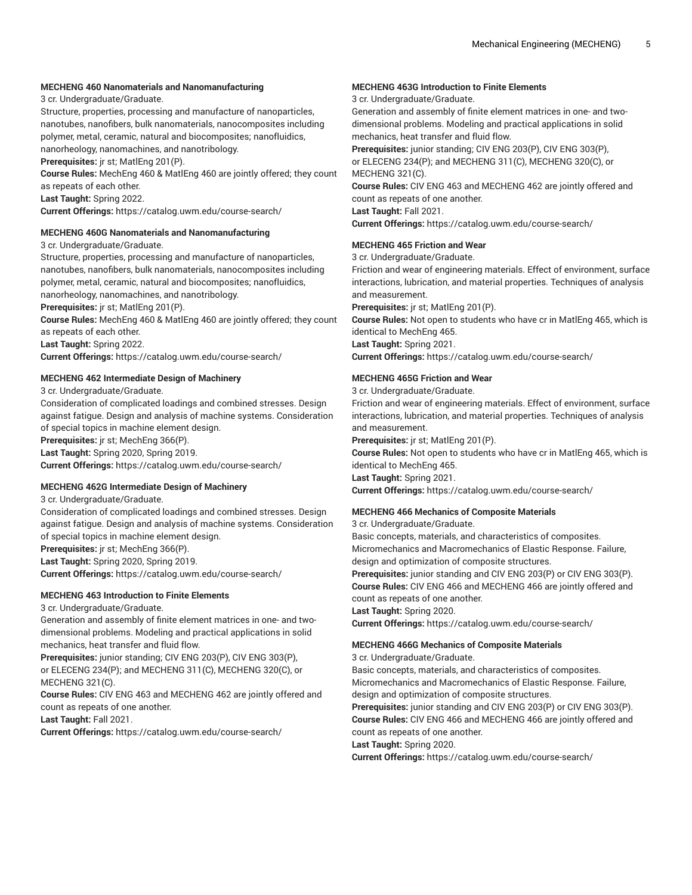**MECHENG 460 Nanomaterials and Nanomanufacturing**

3 cr. Undergraduate/Graduate.

Structure, properties, processing and manufacture of nanoparticles, nanotubes, nanofibers, bulk nanomaterials, nanocomposites including polymer, metal, ceramic, natural and biocomposites; nanofluidics, nanorheology, nanomachines, and nanotribology.

**Prerequisites:** jr st; MatlEng 201(P).

**Course Rules:** MechEng 460 & MatlEng 460 are jointly offered; they count as repeats of each other.

**Last Taught:** Spring 2022.

**Current Offerings:** https://catalog.uwm.edu/course-search/

**MECHENG 460G Nanomaterials and Nanomanufacturing**

3 cr. Undergraduate/Graduate.

Structure, properties, processing and manufacture of nanoparticles, nanotubes, nanofibers, bulk nanomaterials, nanocomposites including polymer, metal, ceramic, natural and biocomposites; nanofluidics, nanorheology, nanomachines, and nanotribology.

**Prerequisites:** jr st; MatlEng 201(P).

**Course Rules:** MechEng 460 & MatlEng 460 are jointly offered; they count as repeats of each other.

**Last Taught:** Spring 2022.

**Current Offerings:** https://catalog.uwm.edu/course-search/

**MECHENG 462 Intermediate Design of Machinery**

3 cr. Undergraduate/Graduate.

Consideration of complicated loadings and combined stresses. Design against fatigue. Design and analysis of machine systems. Consideration of special topics in machine element design.

**Prerequisites:** jr st; MechEng 366(P).

**Last Taught:** Spring 2020, Spring 2019.

**Current Offerings:** https://catalog.uwm.edu/course-search/

**MECHENG 462G Intermediate Design of Machinery**

3 cr. Undergraduate/Graduate.

Consideration of complicated loadings and combined stresses. Design against fatigue. Design and analysis of machine systems. Consideration of special topics in machine element design.

**Prerequisites:** jr st; MechEng 366(P).

**Last Taught:** Spring 2020, Spring 2019.

**Current Offerings:** https://catalog.uwm.edu/course-search/

**MECHENG 463 Introduction to Finite Elements**

3 cr. Undergraduate/Graduate.

Generation and assembly of finite element matrices in one- and two-dimensional problems. Modeling and practical applications in solid mechanics, heat transfer and fluid flow.

**Prerequisites:** junior standing; CIV ENG 203(P), CIV ENG 303(P), or ELECENG 234(P); and MECHENG 311(C), MECHENG 320(C), or MECHENG 321(C).

**Course Rules:** CIV ENG 463 and MECHENG 462 are jointly offered and count as repeats of one another.

**Last Taught:** Fall 2021.

**Current Offerings:** https://catalog.uwm.edu/course-search/

**MECHENG 463G Introduction to Finite Elements**

3 cr. Undergraduate/Graduate.

Generation and assembly of finite element matrices in one- and two-dimensional problems. Modeling and practical applications in solid mechanics, heat transfer and fluid flow.

**Prerequisites:** junior standing; CIV ENG 203(P), CIV ENG 303(P), or ELECENG 234(P); and MECHENG 311(C), MECHENG 320(C), or MECHENG 321(C).

**Course Rules:** CIV ENG 463 and MECHENG 462 are jointly offered and count as repeats of one another.

**Last Taught:** Fall 2021.

**Current Offerings:** https://catalog.uwm.edu/course-search/

**MECHENG 465 Friction and Wear**

3 cr. Undergraduate/Graduate.

Friction and wear of engineering materials. Effect of environment, surface interactions, lubrication, and material properties. Techniques of analysis and measurement.

**Prerequisites:** jr st; MatlEng 201(P).

**Course Rules:** Not open to students who have cr in MatlEng 465, which is identical to MechEng 465.

**Last Taught:** Spring 2021.

**Current Offerings:** https://catalog.uwm.edu/course-search/

**MECHENG 465G Friction and Wear**

3 cr. Undergraduate/Graduate.

Friction and wear of engineering materials. Effect of environment, surface interactions, lubrication, and material properties. Techniques of analysis and measurement.

**Prerequisites:** jr st; MatlEng 201(P).

**Course Rules:** Not open to students who have cr in MatlEng 465, which is identical to MechEng 465.

**Last Taught:** Spring 2021.

**Current Offerings:** https://catalog.uwm.edu/course-search/

**MECHENG 466 Mechanics of Composite Materials**

3 cr. Undergraduate/Graduate.

Basic concepts, materials, and characteristics of composites. Micromechanics and Macromechanics of Elastic Response. Failure, design and optimization of composite structures.

**Prerequisites:** junior standing and CIV ENG 203(P) or CIV ENG 303(P).

**Course Rules:** CIV ENG 466 and MECHENG 466 are jointly offered and count as repeats of one another.

**Last Taught:** Spring 2020.

**Current Offerings:** https://catalog.uwm.edu/course-search/

**MECHENG 466G Mechanics of Composite Materials**

3 cr. Undergraduate/Graduate.

Basic concepts, materials, and characteristics of composites. Micromechanics and Macromechanics of Elastic Response. Failure, design and optimization of composite structures.

**Prerequisites:** junior standing and CIV ENG 203(P) or CIV ENG 303(P).

**Course Rules:** CIV ENG 466 and MECHENG 466 are jointly offered and count as repeats of one another.

**Last Taught:** Spring 2020.

**Current Offerings:** https://catalog.uwm.edu/course-search/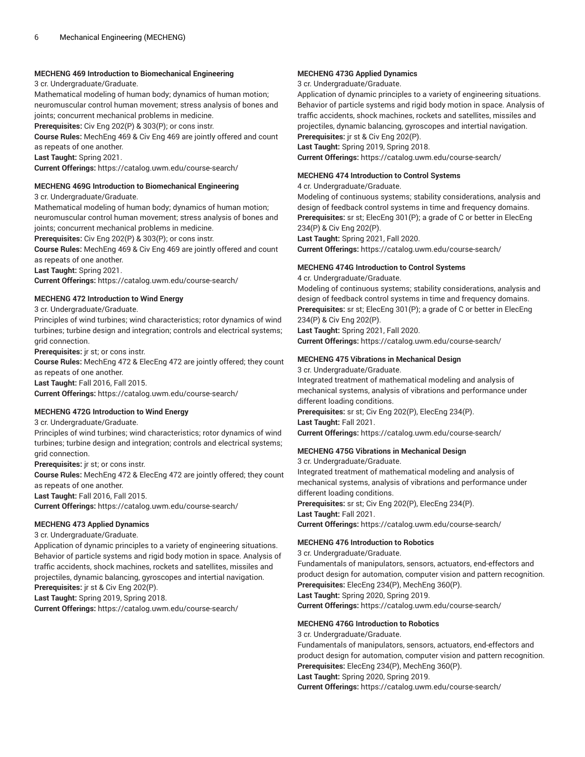### MECHENG 469 Introduction to Biomechanical Engineering

3 cr. Undergraduate/Graduate.

Mathematical modeling of human body; dynamics of human motion; neuromuscular control human movement; stress analysis of bones and joints; concurrent mechanical problems in medicine.

**Prerequisites:** Civ Eng 202(P) & 303(P); or cons instr.

**Course Rules:** MechEng 469 & Civ Eng 469 are jointly offered and count as repeats of one another.

**Last Taught:** Spring 2021.

**Current Offerings:** https://catalog.uwm.edu/course-search/

### MECHENG 469G Introduction to Biomechanical Engineering

3 cr. Undergraduate/Graduate.

Mathematical modeling of human body; dynamics of human motion; neuromuscular control human movement; stress analysis of bones and joints; concurrent mechanical problems in medicine.

**Prerequisites:** Civ Eng 202(P) & 303(P); or cons instr.

**Course Rules:** MechEng 469 & Civ Eng 469 are jointly offered and count as repeats of one another.

**Last Taught:** Spring 2021.

**Current Offerings:** https://catalog.uwm.edu/course-search/

### MECHENG 472 Introduction to Wind Energy

3 cr. Undergraduate/Graduate.

Principles of wind turbines; wind characteristics; rotor dynamics of wind turbines; turbine design and integration; controls and electrical systems; grid connection.

**Prerequisites:** jr st; or cons instr.

**Course Rules:** MechEng 472 & ElecEng 472 are jointly offered; they count as repeats of one another.

**Last Taught:** Fall 2016, Fall 2015.

**Current Offerings:** https://catalog.uwm.edu/course-search/

### MECHENG 472G Introduction to Wind Energy

3 cr. Undergraduate/Graduate.

Principles of wind turbines; wind characteristics; rotor dynamics of wind turbines; turbine design and integration; controls and electrical systems; grid connection.

**Prerequisites:** jr st; or cons instr.

**Course Rules:** MechEng 472 & ElecEng 472 are jointly offered; they count as repeats of one another.

**Last Taught:** Fall 2016, Fall 2015.

**Current Offerings:** https://catalog.uwm.edu/course-search/

### MECHENG 473 Applied Dynamics

3 cr. Undergraduate/Graduate.

Application of dynamic principles to a variety of engineering situations. Behavior of particle systems and rigid body motion in space. Analysis of traffic accidents, shock machines, rockets and satellites, missiles and projectiles, dynamic balancing, gyroscopes and intertial navigation.

**Prerequisites:** jr st & Civ Eng 202(P).

**Last Taught:** Spring 2019, Spring 2018.

**Current Offerings:** https://catalog.uwm.edu/course-search/

### MECHENG 473G Applied Dynamics

3 cr. Undergraduate/Graduate.

Application of dynamic principles to a variety of engineering situations. Behavior of particle systems and rigid body motion in space. Analysis of traffic accidents, shock machines, rockets and satellites, missiles and projectiles, dynamic balancing, gyroscopes and intertial navigation.

**Prerequisites:** jr st & Civ Eng 202(P).

**Last Taught:** Spring 2019, Spring 2018.

**Current Offerings:** https://catalog.uwm.edu/course-search/

### MECHENG 474 Introduction to Control Systems

4 cr. Undergraduate/Graduate.

Modeling of continuous systems; stability considerations, analysis and design of feedback control systems in time and frequency domains.

**Prerequisites:** sr st; ElecEng 301(P); a grade of C or better in ElecEng 234(P) & Civ Eng 202(P).

**Last Taught:** Spring 2021, Fall 2020.

**Current Offerings:** https://catalog.uwm.edu/course-search/

### MECHENG 474G Introduction to Control Systems

4 cr. Undergraduate/Graduate.

Modeling of continuous systems; stability considerations, analysis and design of feedback control systems in time and frequency domains.

**Prerequisites:** sr st; ElecEng 301(P); a grade of C or better in ElecEng 234(P) & Civ Eng 202(P).

**Last Taught:** Spring 2021, Fall 2020.

**Current Offerings:** https://catalog.uwm.edu/course-search/

### MECHENG 475 Vibrations in Mechanical Design

3 cr. Undergraduate/Graduate.

Integrated treatment of mathematical modeling and analysis of mechanical systems, analysis of vibrations and performance under different loading conditions.

**Prerequisites:** sr st; Civ Eng 202(P), ElecEng 234(P).

**Last Taught:** Fall 2021.

**Current Offerings:** https://catalog.uwm.edu/course-search/

### MECHENG 475G Vibrations in Mechanical Design

3 cr. Undergraduate/Graduate.

Integrated treatment of mathematical modeling and analysis of mechanical systems, analysis of vibrations and performance under different loading conditions.

**Prerequisites:** sr st; Civ Eng 202(P), ElecEng 234(P).

**Last Taught:** Fall 2021.

**Current Offerings:** https://catalog.uwm.edu/course-search/

### MECHENG 476 Introduction to Robotics

3 cr. Undergraduate/Graduate.

Fundamentals of manipulators, sensors, actuators, end-effectors and product design for automation, computer vision and pattern recognition.

**Prerequisites:** ElecEng 234(P), MechEng 360(P).

**Last Taught:** Spring 2020, Spring 2019.

**Current Offerings:** https://catalog.uwm.edu/course-search/

### MECHENG 476G Introduction to Robotics

3 cr. Undergraduate/Graduate.

Fundamentals of manipulators, sensors, actuators, end-effectors and product design for automation, computer vision and pattern recognition.

**Prerequisites:** ElecEng 234(P), MechEng 360(P).

**Last Taught:** Spring 2020, Spring 2019.

**Current Offerings:** https://catalog.uwm.edu/course-search/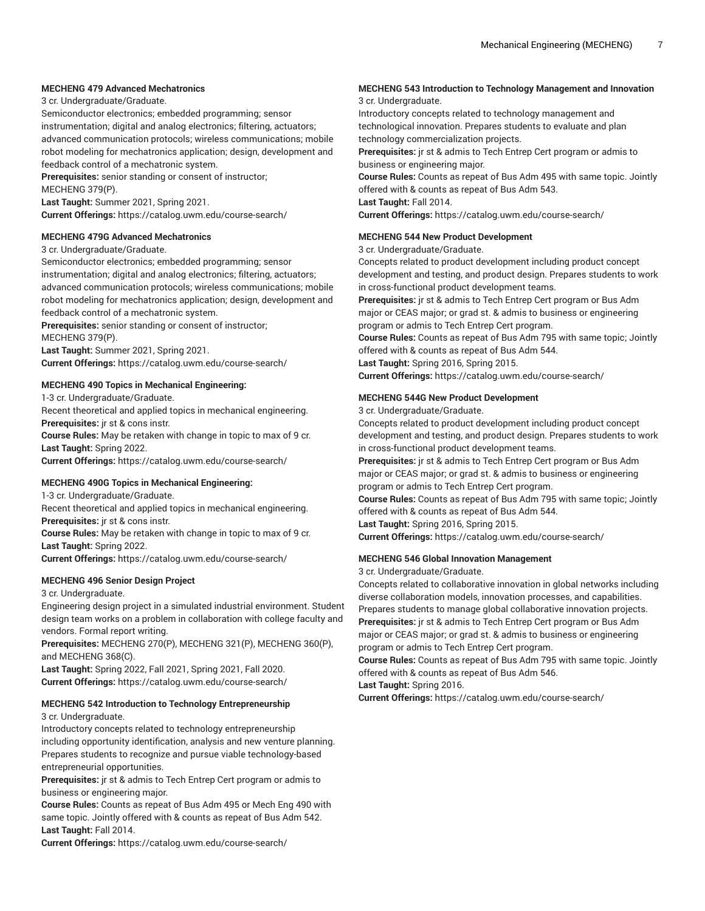#### MECHENG 479 Advanced Mechatronics

3 cr. Undergraduate/Graduate.

Semiconductor electronics; embedded programming; sensor instrumentation; digital and analog electronics; filtering, actuators; advanced communication protocols; wireless communications; mobile robot modeling for mechatronics application; design, development and feedback control of a mechatronic system.

**Prerequisites:** senior standing or consent of instructor; MECHENG 379(P).

**Last Taught:** Summer 2021, Spring 2021.

**Current Offerings:** https://catalog.uwm.edu/course-search/

#### MECHENG 479G Advanced Mechatronics

3 cr. Undergraduate/Graduate.

Semiconductor electronics; embedded programming; sensor instrumentation; digital and analog electronics; filtering, actuators; advanced communication protocols; wireless communications; mobile robot modeling for mechatronics application; design, development and feedback control of a mechatronic system.

**Prerequisites:** senior standing or consent of instructor; MECHENG 379(P).

**Last Taught:** Summer 2021, Spring 2021.

**Current Offerings:** https://catalog.uwm.edu/course-search/

#### MECHENG 490 Topics in Mechanical Engineering:

1-3 cr. Undergraduate/Graduate.

Recent theoretical and applied topics in mechanical engineering.

**Prerequisites:** jr st & cons instr.

**Course Rules:** May be retaken with change in topic to max of 9 cr.

**Last Taught:** Spring 2022.

**Current Offerings:** https://catalog.uwm.edu/course-search/

#### MECHENG 490G Topics in Mechanical Engineering:

1-3 cr. Undergraduate/Graduate.

Recent theoretical and applied topics in mechanical engineering.

**Prerequisites:** jr st & cons instr.

**Course Rules:** May be retaken with change in topic to max of 9 cr.

**Last Taught:** Spring 2022.

**Current Offerings:** https://catalog.uwm.edu/course-search/

#### MECHENG 496 Senior Design Project

3 cr. Undergraduate.

Engineering design project in a simulated industrial environment. Student design team works on a problem in collaboration with college faculty and vendors. Formal report writing.

**Prerequisites:** MECHENG 270(P), MECHENG 321(P), MECHENG 360(P), and MECHENG 368(C).

**Last Taught:** Spring 2022, Fall 2021, Spring 2021, Fall 2020.

**Current Offerings:** https://catalog.uwm.edu/course-search/

#### MECHENG 542 Introduction to Technology Entrepreneurship

3 cr. Undergraduate.

Introductory concepts related to technology entrepreneurship including opportunity identification, analysis and new venture planning. Prepares students to recognize and pursue viable technology-based entrepreneurial opportunities.

**Prerequisites:** jr st & admis to Tech Entrep Cert program or admis to business or engineering major.

**Course Rules:** Counts as repeat of Bus Adm 495 or Mech Eng 490 with same topic. Jointly offered with & counts as repeat of Bus Adm 542.

**Last Taught:** Fall 2014.

**Current Offerings:** https://catalog.uwm.edu/course-search/

#### MECHENG 543 Introduction to Technology Management and Innovation

3 cr. Undergraduate.

Introductory concepts related to technology management and technological innovation. Prepares students to evaluate and plan technology commercialization projects.

**Prerequisites:** jr st & admis to Tech Entrep Cert program or admis to business or engineering major.

**Course Rules:** Counts as repeat of Bus Adm 495 with same topic. Jointly offered with & counts as repeat of Bus Adm 543.

**Last Taught:** Fall 2014.

**Current Offerings:** https://catalog.uwm.edu/course-search/

#### MECHENG 544 New Product Development

3 cr. Undergraduate/Graduate.

Concepts related to product development including product concept development and testing, and product design. Prepares students to work in cross-functional product development teams.

**Prerequisites:** jr st & admis to Tech Entrep Cert program or Bus Adm major or CEAS major; or grad st. & admis to business or engineering program or admis to Tech Entrep Cert program.

**Course Rules:** Counts as repeat of Bus Adm 795 with same topic; Jointly offered with & counts as repeat of Bus Adm 544.

**Last Taught:** Spring 2016, Spring 2015.

**Current Offerings:** https://catalog.uwm.edu/course-search/

#### MECHENG 544G New Product Development

3 cr. Undergraduate/Graduate.

Concepts related to product development including product concept development and testing, and product design. Prepares students to work in cross-functional product development teams.

**Prerequisites:** jr st & admis to Tech Entrep Cert program or Bus Adm major or CEAS major; or grad st. & admis to business or engineering program or admis to Tech Entrep Cert program.

**Course Rules:** Counts as repeat of Bus Adm 795 with same topic; Jointly offered with & counts as repeat of Bus Adm 544.

**Last Taught:** Spring 2016, Spring 2015.

**Current Offerings:** https://catalog.uwm.edu/course-search/

#### MECHENG 546 Global Innovation Management

3 cr. Undergraduate/Graduate.

Concepts related to collaborative innovation in global networks including diverse collaboration models, innovation processes, and capabilities. Prepares students to manage global collaborative innovation projects.

**Prerequisites:** jr st & admis to Tech Entrep Cert program or Bus Adm major or CEAS major; or grad st. & admis to business or engineering program or admis to Tech Entrep Cert program.

**Course Rules:** Counts as repeat of Bus Adm 795 with same topic. Jointly offered with & counts as repeat of Bus Adm 546.

**Last Taught:** Spring 2016.

**Current Offerings:** https://catalog.uwm.edu/course-search/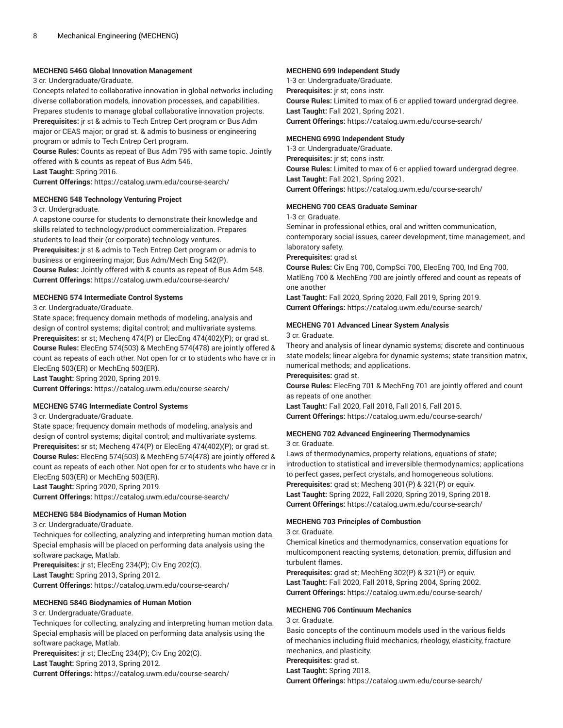#### MECHENG 546G Global Innovation Management

3 cr. Undergraduate/Graduate.

Concepts related to collaborative innovation in global networks including diverse collaboration models, innovation processes, and capabilities. Prepares students to manage global collaborative innovation projects.

**Prerequisites:** jr st & admis to Tech Entrep Cert program or Bus Adm major or CEAS major; or grad st. & admis to business or engineering program or admis to Tech Entrep Cert program.

**Course Rules:** Counts as repeat of Bus Adm 795 with same topic. Jointly offered with & counts as repeat of Bus Adm 546.

**Last Taught:** Spring 2016.

**Current Offerings:** https://catalog.uwm.edu/course-search/

#### MECHENG 548 Technology Venturing Project

3 cr. Undergraduate.

A capstone course for students to demonstrate their knowledge and skills related to technology/product commercialization. Prepares students to lead their (or corporate) technology ventures.

**Prerequisites:** jr st & admis to Tech Entrep Cert program or admis to business or engineering major; Bus Adm/Mech Eng 542(P).

**Course Rules:** Jointly offered with & counts as repeat of Bus Adm 548.

**Current Offerings:** https://catalog.uwm.edu/course-search/

#### MECHENG 574 Intermediate Control Systems

3 cr. Undergraduate/Graduate.

State space; frequency domain methods of modeling, analysis and design of control systems; digital control; and multivariate systems.

**Prerequisites:** sr st; Mecheng 474(P) or ElecEng 474(402)(P); or grad st.

**Course Rules:** ElecEng 574(503) & MechEng 574(478) are jointly offered & count as repeats of each other. Not open for cr to students who have cr in ElecEng 503(ER) or MechEng 503(ER).

**Last Taught:** Spring 2020, Spring 2019.

**Current Offerings:** https://catalog.uwm.edu/course-search/

#### MECHENG 574G Intermediate Control Systems

3 cr. Undergraduate/Graduate.

State space; frequency domain methods of modeling, analysis and design of control systems; digital control; and multivariate systems.

**Prerequisites:** sr st; Mecheng 474(P) or ElecEng 474(402)(P); or grad st.

**Course Rules:** ElecEng 574(503) & MechEng 574(478) are jointly offered & count as repeats of each other. Not open for cr to students who have cr in ElecEng 503(ER) or MechEng 503(ER).

**Last Taught:** Spring 2020, Spring 2019.

**Current Offerings:** https://catalog.uwm.edu/course-search/

#### MECHENG 584 Biodynamics of Human Motion

3 cr. Undergraduate/Graduate.

Techniques for collecting, analyzing and interpreting human motion data. Special emphasis will be placed on performing data analysis using the software package, Matlab.

**Prerequisites:** jr st; ElecEng 234(P); Civ Eng 202(C).

**Last Taught:** Spring 2013, Spring 2012.

**Current Offerings:** https://catalog.uwm.edu/course-search/

#### MECHENG 584G Biodynamics of Human Motion

3 cr. Undergraduate/Graduate.

Techniques for collecting, analyzing and interpreting human motion data. Special emphasis will be placed on performing data analysis using the software package, Matlab.

**Prerequisites:** jr st; ElecEng 234(P); Civ Eng 202(C).

**Last Taught:** Spring 2013, Spring 2012.

**Current Offerings:** https://catalog.uwm.edu/course-search/

#### MECHENG 699 Independent Study

1-3 cr. Undergraduate/Graduate.

**Prerequisites:** jr st; cons instr.

**Course Rules:** Limited to max of 6 cr applied toward undergrad degree.

**Last Taught:** Fall 2021, Spring 2021.

**Current Offerings:** https://catalog.uwm.edu/course-search/

#### MECHENG 699G Independent Study

1-3 cr. Undergraduate/Graduate.

**Prerequisites:** jr st; cons instr.

**Course Rules:** Limited to max of 6 cr applied toward undergrad degree.

**Last Taught:** Fall 2021, Spring 2021.

**Current Offerings:** https://catalog.uwm.edu/course-search/

#### MECHENG 700 CEAS Graduate Seminar

1-3 cr. Graduate.

Seminar in professional ethics, oral and written communication, contemporary social issues, career development, time management, and laboratory safety.

**Prerequisites:** grad st

**Course Rules:** Civ Eng 700, CompSci 700, ElecEng 700, Ind Eng 700, MatlEng 700 & MechEng 700 are jointly offered and count as repeats of one another

**Last Taught:** Fall 2020, Spring 2020, Fall 2019, Spring 2019.

**Current Offerings:** https://catalog.uwm.edu/course-search/

#### MECHENG 701 Advanced Linear System Analysis

3 cr. Graduate.

Theory and analysis of linear dynamic systems; discrete and continuous state models; linear algebra for dynamic systems; state transition matrix, numerical methods; and applications.

**Prerequisites:** grad st.

**Course Rules:** ElecEng 701 & MechEng 701 are jointly offered and count as repeats of one another.

**Last Taught:** Fall 2020, Fall 2018, Fall 2016, Fall 2015.

**Current Offerings:** https://catalog.uwm.edu/course-search/

#### MECHENG 702 Advanced Engineering Thermodynamics

3 cr. Graduate.

Laws of thermodynamics, property relations, equations of state; introduction to statistical and irreversible thermodynamics; applications to perfect gases, perfect crystals, and homogeneous solutions.

**Prerequisites:** grad st; Mecheng 301(P) & 321(P) or equiv.

**Last Taught:** Spring 2022, Fall 2020, Spring 2019, Spring 2018.

**Current Offerings:** https://catalog.uwm.edu/course-search/

#### MECHENG 703 Principles of Combustion

3 cr. Graduate.

Chemical kinetics and thermodynamics, conservation equations for multicomponent reacting systems, detonation, premix, diffusion and turbulent flames.

**Prerequisites:** grad st; MechEng 302(P) & 321(P) or equiv.

**Last Taught:** Fall 2020, Fall 2018, Spring 2004, Spring 2002.

**Current Offerings:** https://catalog.uwm.edu/course-search/

#### MECHENG 706 Continuum Mechanics

3 cr. Graduate.

Basic concepts of the continuum models used in the various fields of mechanics including fluid mechanics, rheology, elasticity, fracture mechanics, and plasticity.

**Prerequisites:** grad st.

**Last Taught:** Spring 2018.

**Current Offerings:** https://catalog.uwm.edu/course-search/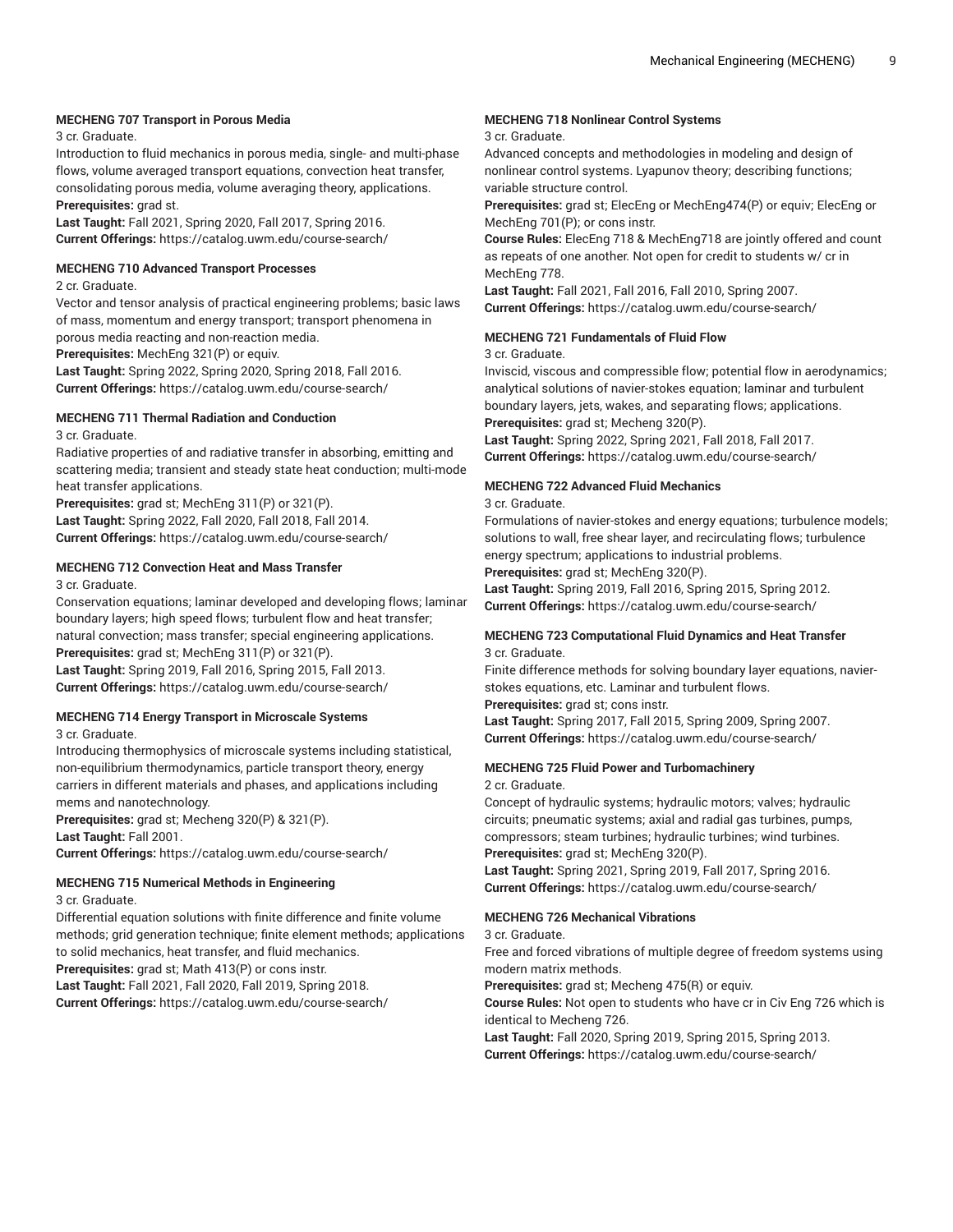**MECHENG 707 Transport in Porous Media**

3 cr. Graduate.

Introduction to fluid mechanics in porous media, single- and multi-phase flows, volume averaged transport equations, convection heat transfer, consolidating porous media, volume averaging theory, applications.

**Prerequisites:** grad st.

**Last Taught:** Fall 2021, Spring 2020, Fall 2017, Spring 2016.

**Current Offerings:** https://catalog.uwm.edu/course-search/

**MECHENG 710 Advanced Transport Processes**

2 cr. Graduate.

Vector and tensor analysis of practical engineering problems; basic laws of mass, momentum and energy transport; transport phenomena in porous media reacting and non-reaction media.

**Prerequisites:** MechEng 321(P) or equiv.

**Last Taught:** Spring 2022, Spring 2020, Spring 2018, Fall 2016.

**Current Offerings:** https://catalog.uwm.edu/course-search/

**MECHENG 711 Thermal Radiation and Conduction**

3 cr. Graduate.

Radiative properties of and radiative transfer in absorbing, emitting and scattering media; transient and steady state heat conduction; multi-mode heat transfer applications.

**Prerequisites:** grad st; MechEng 311(P) or 321(P).

**Last Taught:** Spring 2022, Fall 2020, Fall 2018, Fall 2014.

**Current Offerings:** https://catalog.uwm.edu/course-search/

**MECHENG 712 Convection Heat and Mass Transfer**

3 cr. Graduate.

Conservation equations; laminar developed and developing flows; laminar boundary layers; high speed flows; turbulent flow and heat transfer; natural convection; mass transfer; special engineering applications.

**Prerequisites:** grad st; MechEng 311(P) or 321(P).

**Last Taught:** Spring 2019, Fall 2016, Spring 2015, Fall 2013.

**Current Offerings:** https://catalog.uwm.edu/course-search/

**MECHENG 714 Energy Transport in Microscale Systems**

3 cr. Graduate.

Introducing thermophysics of microscale systems including statistical, non-equilibrium thermodynamics, particle transport theory, energy carriers in different materials and phases, and applications including mems and nanotechnology.

**Prerequisites:** grad st; Mecheng 320(P) & 321(P).

**Last Taught:** Fall 2001.

**Current Offerings:** https://catalog.uwm.edu/course-search/

**MECHENG 715 Numerical Methods in Engineering**

3 cr. Graduate.

Differential equation solutions with finite difference and finite volume methods; grid generation technique; finite element methods; applications to solid mechanics, heat transfer, and fluid mechanics.

**Prerequisites:** grad st; Math 413(P) or cons instr.

**Last Taught:** Fall 2021, Fall 2020, Fall 2019, Spring 2018.

**Current Offerings:** https://catalog.uwm.edu/course-search/

**MECHENG 718 Nonlinear Control Systems**

3 cr. Graduate.

Advanced concepts and methodologies in modeling and design of nonlinear control systems. Lyapunov theory; describing functions; variable structure control.

**Prerequisites:** grad st; ElecEng or MechEng474(P) or equiv; ElecEng or MechEng 701(P); or cons instr.

**Course Rules:** ElecEng 718 & MechEng718 are jointly offered and count as repeats of one another. Not open for credit to students w/ cr in MechEng 778.

**Last Taught:** Fall 2021, Fall 2016, Fall 2010, Spring 2007.

**Current Offerings:** https://catalog.uwm.edu/course-search/

**MECHENG 721 Fundamentals of Fluid Flow**

3 cr. Graduate.

Inviscid, viscous and compressible flow; potential flow in aerodynamics; analytical solutions of navier-stokes equation; laminar and turbulent boundary layers, jets, wakes, and separating flows; applications.

**Prerequisites:** grad st; Mecheng 320(P).

**Last Taught:** Spring 2022, Spring 2021, Fall 2018, Fall 2017.

**Current Offerings:** https://catalog.uwm.edu/course-search/

**MECHENG 722 Advanced Fluid Mechanics**

3 cr. Graduate.

Formulations of navier-stokes and energy equations; turbulence models; solutions to wall, free shear layer, and recirculating flows; turbulence energy spectrum; applications to industrial problems.

**Prerequisites:** grad st; MechEng 320(P).

**Last Taught:** Spring 2019, Fall 2016, Spring 2015, Spring 2012.

**Current Offerings:** https://catalog.uwm.edu/course-search/

**MECHENG 723 Computational Fluid Dynamics and Heat Transfer**

3 cr. Graduate.

Finite difference methods for solving boundary layer equations, navier-stokes equations, etc. Laminar and turbulent flows.

**Prerequisites:** grad st; cons instr.

**Last Taught:** Spring 2017, Fall 2015, Spring 2009, Spring 2007.

**Current Offerings:** https://catalog.uwm.edu/course-search/

**MECHENG 725 Fluid Power and Turbomachinery**

2 cr. Graduate.

Concept of hydraulic systems; hydraulic motors; valves; hydraulic circuits; pneumatic systems; axial and radial gas turbines, pumps, compressors; steam turbines; hydraulic turbines; wind turbines.

**Prerequisites:** grad st; MechEng 320(P).

**Last Taught:** Spring 2021, Spring 2019, Fall 2017, Spring 2016.

**Current Offerings:** https://catalog.uwm.edu/course-search/

**MECHENG 726 Mechanical Vibrations**

3 cr. Graduate.

Free and forced vibrations of multiple degree of freedom systems using modern matrix methods.

**Prerequisites:** grad st; Mecheng 475(R) or equiv.

**Course Rules:** Not open to students who have cr in Civ Eng 726 which is identical to Mecheng 726.

**Last Taught:** Fall 2020, Spring 2019, Spring 2015, Spring 2013.

**Current Offerings:** https://catalog.uwm.edu/course-search/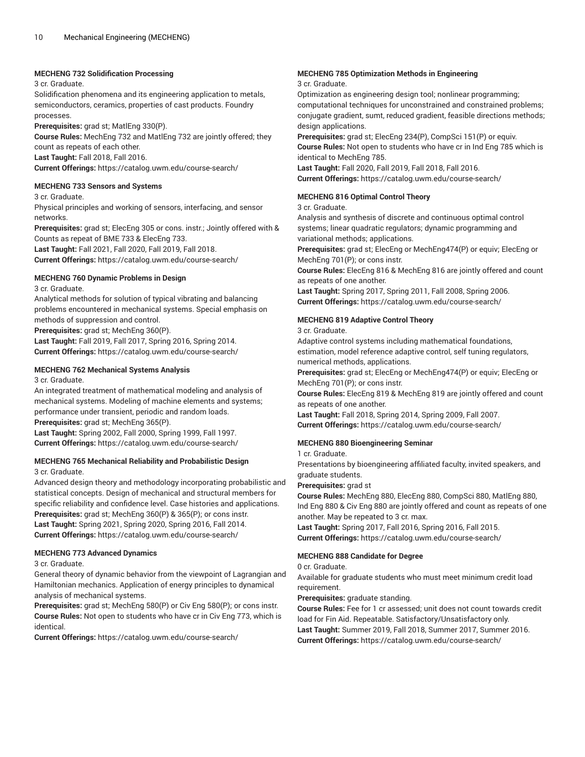**MECHENG 732 Solidification Processing**

3 cr. Graduate.

Solidification phenomena and its engineering application to metals, semiconductors, ceramics, properties of cast products. Foundry processes.

**Prerequisites:** grad st; MatlEng 330(P).

**Course Rules:** MechEng 732 and MatlEng 732 are jointly offered; they count as repeats of each other.

**Last Taught:** Fall 2018, Fall 2016.

**Current Offerings:** https://catalog.uwm.edu/course-search/

**MECHENG 733 Sensors and Systems**

3 cr. Graduate.

Physical principles and working of sensors, interfacing, and sensor networks.

**Prerequisites:** grad st; ElecEng 305 or cons. instr.; Jointly offered with & Counts as repeat of BME 733 & ElecEng 733.

**Last Taught:** Fall 2021, Fall 2020, Fall 2019, Fall 2018.

**Current Offerings:** https://catalog.uwm.edu/course-search/

**MECHENG 760 Dynamic Problems in Design**

3 cr. Graduate.

Analytical methods for solution of typical vibrating and balancing problems encountered in mechanical systems. Special emphasis on methods of suppression and control.

**Prerequisites:** grad st; MechEng 360(P).

**Last Taught:** Fall 2019, Fall 2017, Spring 2016, Spring 2014.

**Current Offerings:** https://catalog.uwm.edu/course-search/

**MECHENG 762 Mechanical Systems Analysis**

3 cr. Graduate.

An integrated treatment of mathematical modeling and analysis of mechanical systems. Modeling of machine elements and systems; performance under transient, periodic and random loads.

**Prerequisites:** grad st; MechEng 365(P).

**Last Taught:** Spring 2002, Fall 2000, Spring 1999, Fall 1997.

**Current Offerings:** https://catalog.uwm.edu/course-search/

**MECHENG 765 Mechanical Reliability and Probabilistic Design**

3 cr. Graduate.

Advanced design theory and methodology incorporating probabilistic and statistical concepts. Design of mechanical and structural members for specific reliability and confidence level. Case histories and applications.

**Prerequisites:** grad st; MechEng 360(P) & 365(P); or cons instr.

**Last Taught:** Spring 2021, Spring 2020, Spring 2016, Fall 2014.

**Current Offerings:** https://catalog.uwm.edu/course-search/

**MECHENG 773 Advanced Dynamics**

3 cr. Graduate.

General theory of dynamic behavior from the viewpoint of Lagrangian and Hamiltonian mechanics. Application of energy principles to dynamical analysis of mechanical systems.

**Prerequisites:** grad st; MechEng 580(P) or Civ Eng 580(P); or cons instr.

**Course Rules:** Not open to students who have cr in Civ Eng 773, which is identical.

**Current Offerings:** https://catalog.uwm.edu/course-search/

**MECHENG 785 Optimization Methods in Engineering**

3 cr. Graduate.

Optimization as engineering design tool; nonlinear programming; computational techniques for unconstrained and constrained problems; conjugate gradient, sumt, reduced gradient, feasible directions methods; design applications.

**Prerequisites:** grad st; ElecEng 234(P), CompSci 151(P) or equiv.

**Course Rules:** Not open to students who have cr in Ind Eng 785 which is identical to MechEng 785.

**Last Taught:** Fall 2020, Fall 2019, Fall 2018, Fall 2016.

**Current Offerings:** https://catalog.uwm.edu/course-search/

**MECHENG 816 Optimal Control Theory**

3 cr. Graduate.

Analysis and synthesis of discrete and continuous optimal control systems; linear quadratic regulators; dynamic programming and variational methods; applications.

**Prerequisites:** grad st; ElecEng or MechEng474(P) or equiv; ElecEng or MechEng 701(P); or cons instr.

**Course Rules:** ElecEng 816 & MechEng 816 are jointly offered and count as repeats of one another.

**Last Taught:** Spring 2017, Spring 2011, Fall 2008, Spring 2006.

**Current Offerings:** https://catalog.uwm.edu/course-search/

**MECHENG 819 Adaptive Control Theory**

3 cr. Graduate.

Adaptive control systems including mathematical foundations, estimation, model reference adaptive control, self tuning regulators, numerical methods, applications.

**Prerequisites:** grad st; ElecEng or MechEng474(P) or equiv; ElecEng or MechEng 701(P); or cons instr.

**Course Rules:** ElecEng 819 & MechEng 819 are jointly offered and count as repeats of one another.

**Last Taught:** Fall 2018, Spring 2014, Spring 2009, Fall 2007.

**Current Offerings:** https://catalog.uwm.edu/course-search/

**MECHENG 880 Bioengineering Seminar**

1 cr. Graduate.

Presentations by bioengineering affiliated faculty, invited speakers, and graduate students.

**Prerequisites:** grad st

**Course Rules:** MechEng 880, ElecEng 880, CompSci 880, MatlEng 880, Ind Eng 880 & Civ Eng 880 are jointly offered and count as repeats of one another. May be repeated to 3 cr. max.

**Last Taught:** Spring 2017, Fall 2016, Spring 2016, Fall 2015.

**Current Offerings:** https://catalog.uwm.edu/course-search/

**MECHENG 888 Candidate for Degree**

0 cr. Graduate.

Available for graduate students who must meet minimum credit load requirement.

**Prerequisites:** graduate standing.

**Course Rules:** Fee for 1 cr assessed; unit does not count towards credit load for Fin Aid. Repeatable. Satisfactory/Unsatisfactory only.

**Last Taught:** Summer 2019, Fall 2018, Summer 2017, Summer 2016.

**Current Offerings:** https://catalog.uwm.edu/course-search/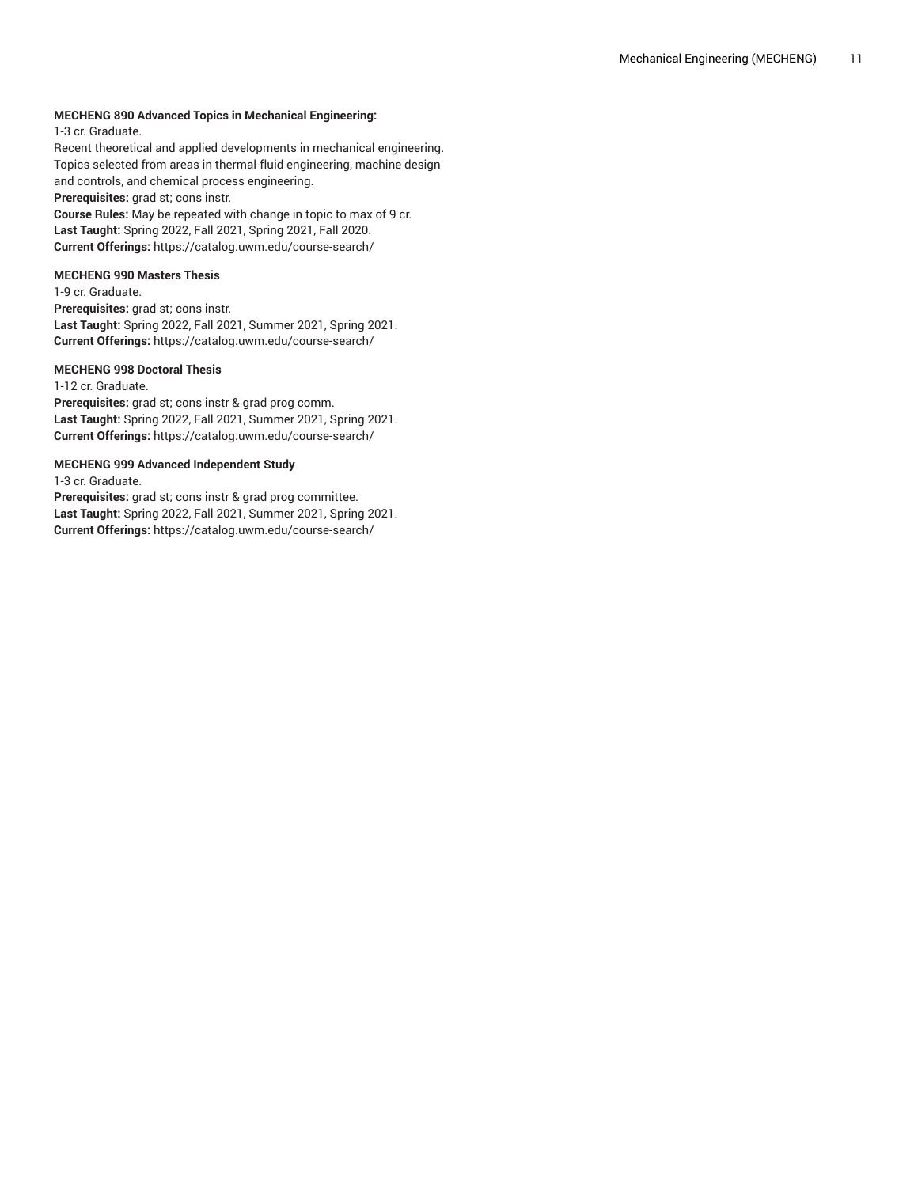**MECHENG 890 Advanced Topics in Mechanical Engineering:**

1-3 cr. Graduate.

Recent theoretical and applied developments in mechanical engineering. Topics selected from areas in thermal-fluid engineering, machine design and controls, and chemical process engineering.

**Prerequisites:** grad st; cons instr.

**Course Rules:** May be repeated with change in topic to max of 9 cr.

**Last Taught:** Spring 2022, Fall 2021, Spring 2021, Fall 2020.

**Current Offerings:** https://catalog.uwm.edu/course-search/

**MECHENG 990 Masters Thesis**

1-9 cr. Graduate.

**Prerequisites:** grad st; cons instr.

**Last Taught:** Spring 2022, Fall 2021, Summer 2021, Spring 2021.

**Current Offerings:** https://catalog.uwm.edu/course-search/

**MECHENG 998 Doctoral Thesis**

1-12 cr. Graduate.

**Prerequisites:** grad st; cons instr & grad prog comm.

**Last Taught:** Spring 2022, Fall 2021, Summer 2021, Spring 2021.

**Current Offerings:** https://catalog.uwm.edu/course-search/

**MECHENG 999 Advanced Independent Study**

1-3 cr. Graduate.

**Prerequisites:** grad st; cons instr & grad prog committee.

**Last Taught:** Spring 2022, Fall 2021, Summer 2021, Spring 2021.

**Current Offerings:** https://catalog.uwm.edu/course-search/